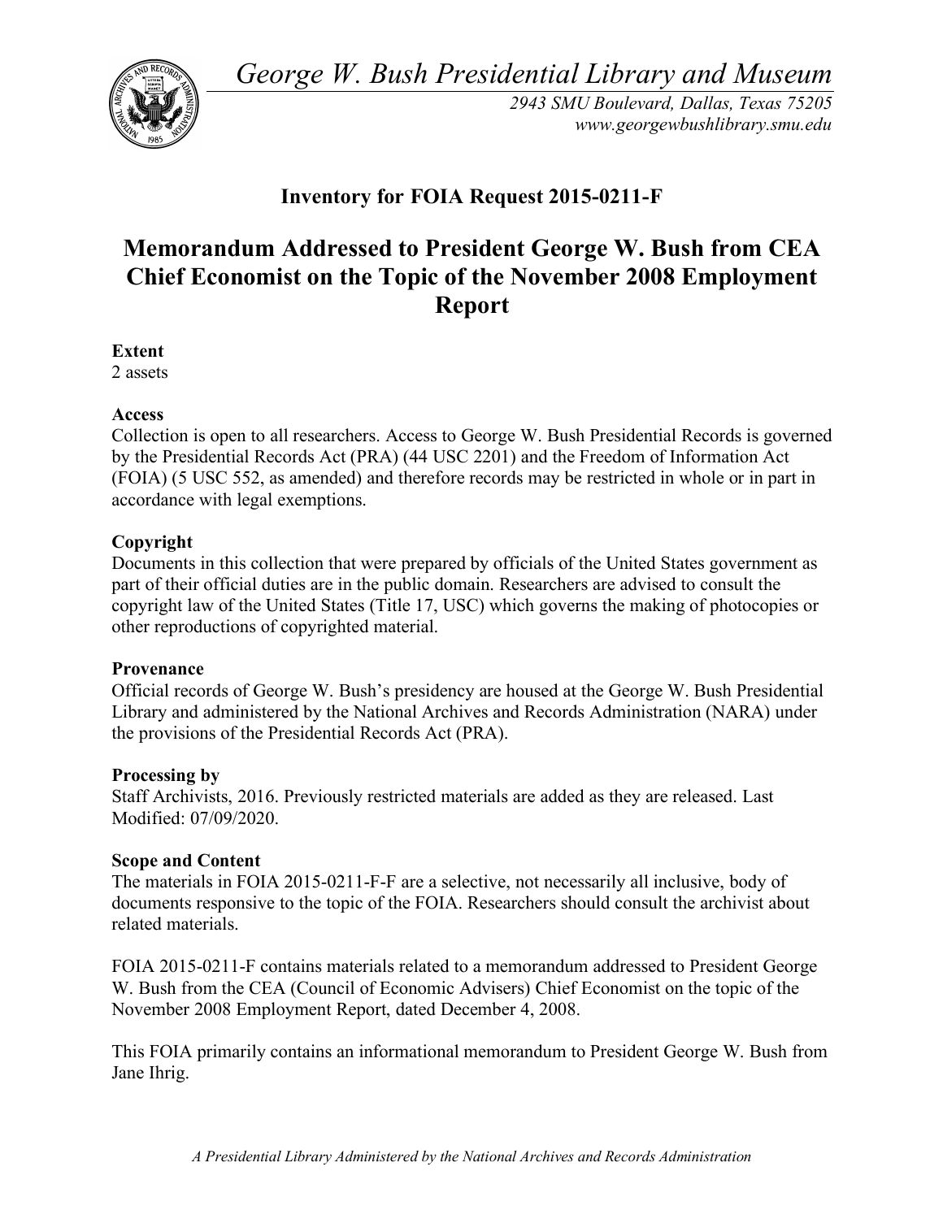*George W. Bush Presidential Library and Museum*

*2943 SMU Boulevard, Dallas, Texas 75205*
*www.georgewbushlibrary.smu.edu*

## Inventory for FOIA Request 2015-0211-F

# Memorandum Addressed to President George W. Bush from CEA Chief Economist on the Topic of the November 2008 Employment Report

**Extent**
2 assets

**Access**
Collection is open to all researchers. Access to George W. Bush Presidential Records is governed by the Presidential Records Act (PRA) (44 USC 2201) and the Freedom of Information Act (FOIA) (5 USC 552, as amended) and therefore records may be restricted in whole or in part in accordance with legal exemptions.

**Copyright**
Documents in this collection that were prepared by officials of the United States government as part of their official duties are in the public domain. Researchers are advised to consult the copyright law of the United States (Title 17, USC) which governs the making of photocopies or other reproductions of copyrighted material.

**Provenance**
Official records of George W. Bush's presidency are housed at the George W. Bush Presidential Library and administered by the National Archives and Records Administration (NARA) under the provisions of the Presidential Records Act (PRA).

**Processing by**
Staff Archivists, 2016. Previously restricted materials are added as they are released. Last Modified: 07/09/2020.

**Scope and Content**
The materials in FOIA 2015-0211-F-F are a selective, not necessarily all inclusive, body of documents responsive to the topic of the FOIA. Researchers should consult the archivist about related materials.

FOIA 2015-0211-F contains materials related to a memorandum addressed to President George W. Bush from the CEA (Council of Economic Advisers) Chief Economist on the topic of the November 2008 Employment Report, dated December 4, 2008.

This FOIA primarily contains an informational memorandum to President George W. Bush from Jane Ihrig.

*A Presidential Library Administered by the National Archives and Records Administration*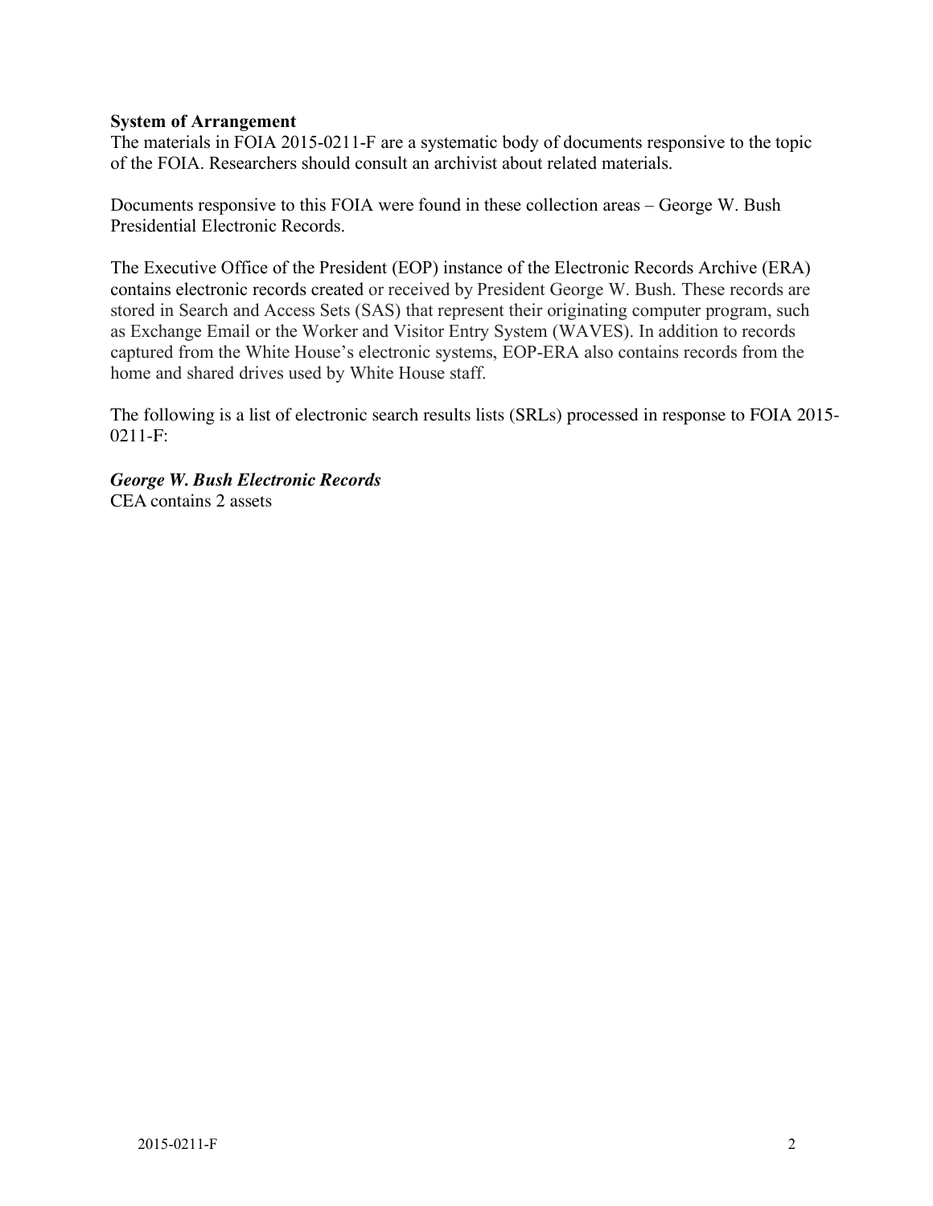**System of Arrangement**
The materials in FOIA 2015-0211-F are a systematic body of documents responsive to the topic of the FOIA. Researchers should consult an archivist about related materials.

Documents responsive to this FOIA were found in these collection areas – George W. Bush Presidential Electronic Records.

The Executive Office of the President (EOP) instance of the Electronic Records Archive (ERA) contains electronic records created or received by President George W. Bush. These records are stored in Search and Access Sets (SAS) that represent their originating computer program, such as Exchange Email or the Worker and Visitor Entry System (WAVES). In addition to records captured from the White House's electronic systems, EOP-ERA also contains records from the home and shared drives used by White House staff.

The following is a list of electronic search results lists (SRLs) processed in response to FOIA 2015-0211-F:

***George W. Bush Electronic Records***
CEA contains 2 assets